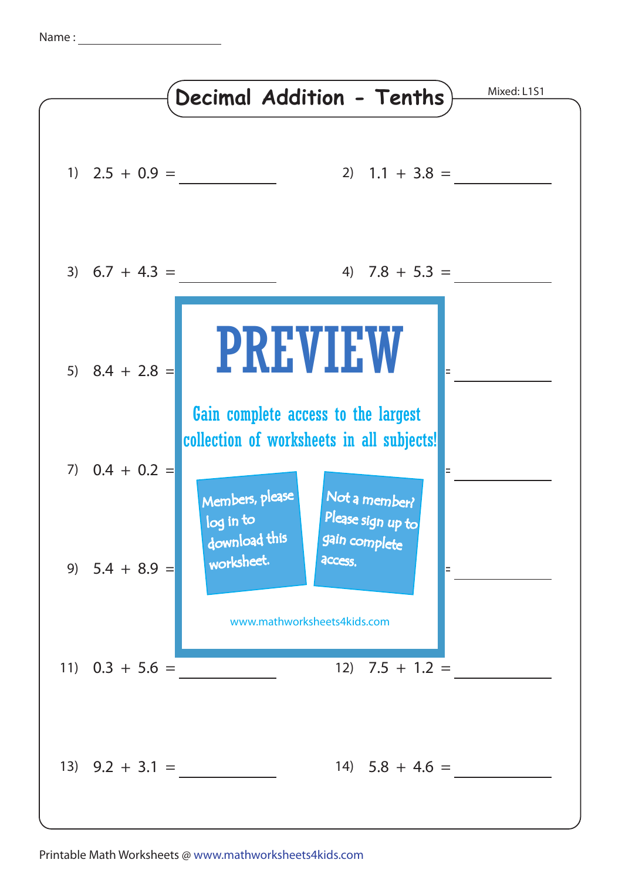Name : ____________________

# Decimal Addition - Tenths

Mixed: L1S1

1) $2.5 + 0.9 =$ ________

2) $1.1 + 3.8 =$ ________

3) $6.7 + 4.3 =$ ________

4) $7.8 + 5.3 =$ ________

5) $8.4 + 2.8 =$ ________

6) ________

7) $0.4 + 0.2 =$ ________

8) ________

9) $5.4 + 8.9 =$ ________

10) ________

11) $0.3 + 5.6 =$ ________

12) $7.5 + 1.2 =$ ________

13) $9.2 + 3.1 =$ ________

14) $5.8 + 4.6 =$ ________

PREVIEW

Gain complete access to the largest collection of worksheets in all subjects!

Members, please log in to download this worksheet.

Not a member? Please sign up to gain complete access.

www.mathworksheets4kids.com

Printable Math Worksheets @ www.mathworksheets4kids.com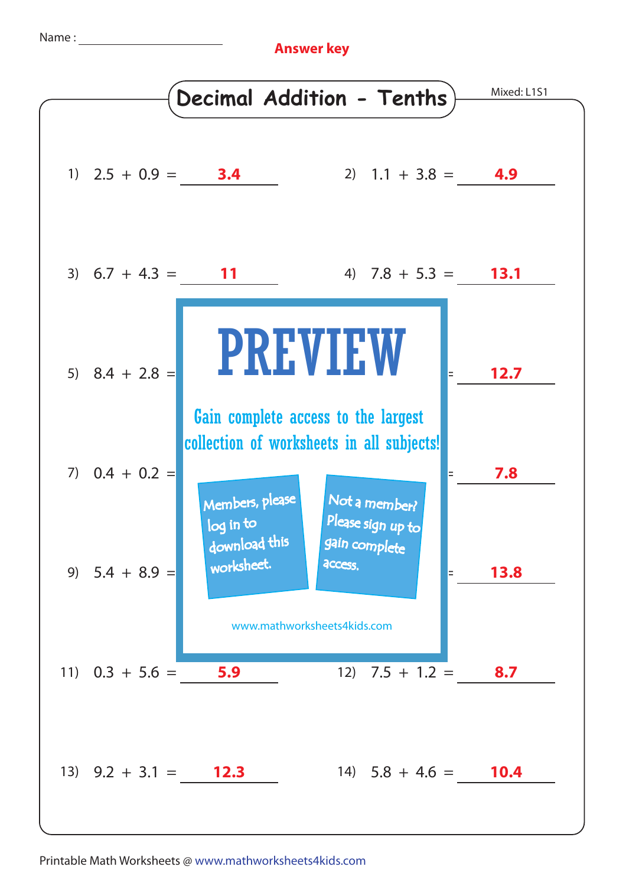Name : ______________________

**Answer key**

# Decimal Addition - Tenths

Mixed: L1S1

1) $2.5 + 0.9 =$ **3.4**

2) $1.1 + 3.8 =$ **4.9**

3) $6.7 + 4.3 =$ **11**

4) $7.8 + 5.3 =$ **13.1**

5) $8.4 + 2.8 =$

6) = **12.7**

7) $0.4 + 0.2 =$

8) = **7.8**

9) $5.4 + 8.9 =$

10) = **13.8**

11) $0.3 + 5.6 =$ **5.9**

12) $7.5 + 1.2 =$ **8.7**

13) $9.2 + 3.1 =$ **12.3**

14) $5.8 + 4.6 =$ **10.4**

PREVIEW

Gain complete access to the largest collection of worksheets in all subjects!

Members, please log in to download this worksheet.

Not a member? Please sign up to gain complete access.

www.mathworksheets4kids.com

Printable Math Worksheets @ www.mathworksheets4kids.com